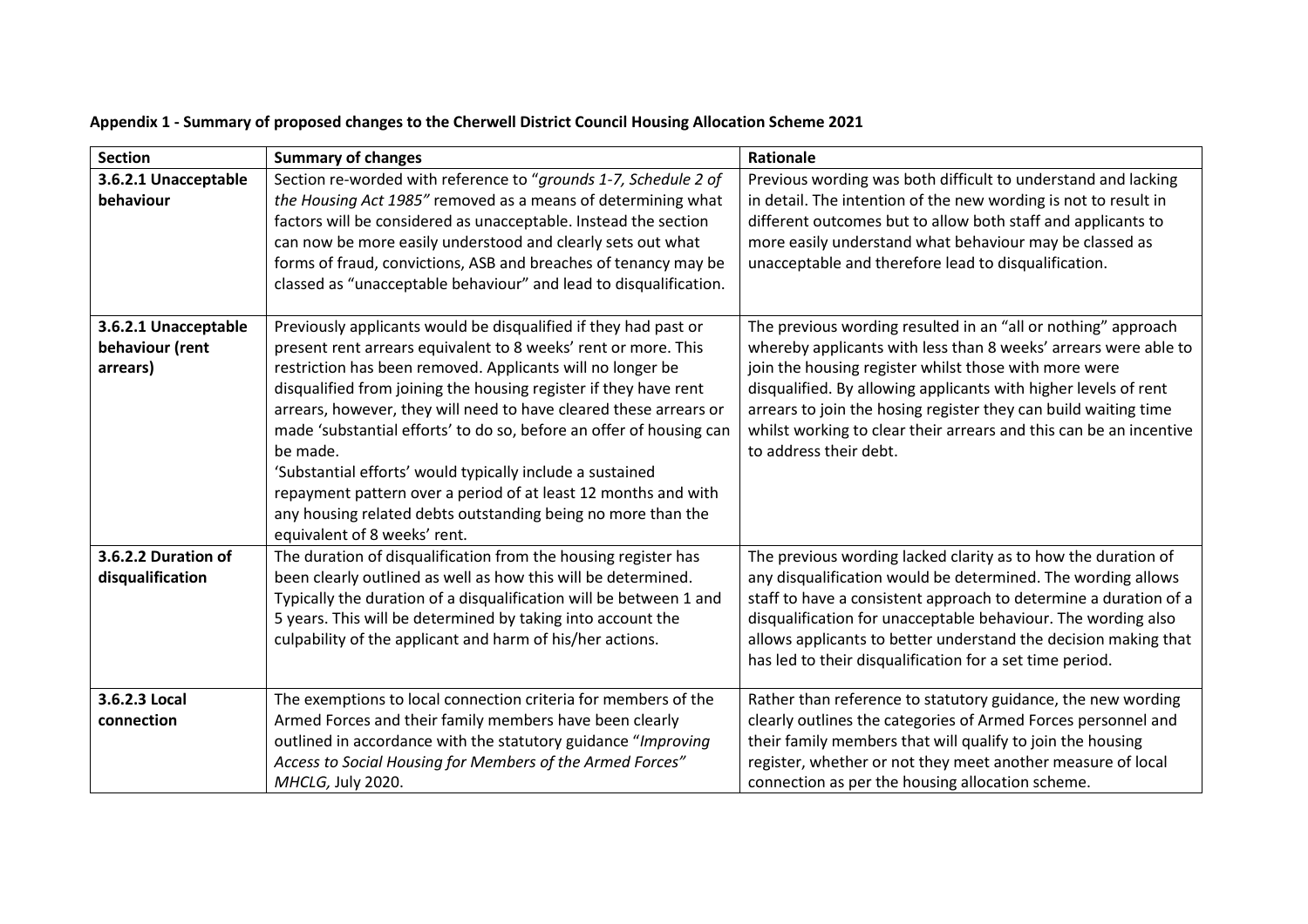**Appendix 1 - Summary of proposed changes to the Cherwell District Council Housing Allocation Scheme 2021**

| Section | Summary of changes | Rationale |
|---|---|---|
| **3.6.2.1 Unacceptable behaviour** | Section re-worded with reference to "*grounds 1-7, Schedule 2 of the Housing Act 1985*" removed as a means of determining what factors will be considered as unacceptable. Instead the section can now be more easily understood and clearly sets out what forms of fraud, convictions, ASB and breaches of tenancy may be classed as "unacceptable behaviour" and lead to disqualification. | Previous wording was both difficult to understand and lacking in detail. The intention of the new wording is not to result in different outcomes but to allow both staff and applicants to more easily understand what behaviour may be classed as unacceptable and therefore lead to disqualification. |
| **3.6.2.1 Unacceptable behaviour (rent arrears)** | Previously applicants would be disqualified if they had past or present rent arrears equivalent to 8 weeks' rent or more. This restriction has been removed. Applicants will no longer be disqualified from joining the housing register if they have rent arrears, however, they will need to have cleared these arrears or made 'substantial efforts' to do so, before an offer of housing can be made.<br>'Substantial efforts' would typically include a sustained repayment pattern over a period of at least 12 months and with any housing related debts outstanding being no more than the equivalent of 8 weeks' rent. | The previous wording resulted in an "all or nothing" approach whereby applicants with less than 8 weeks' arrears were able to join the housing register whilst those with more were disqualified. By allowing applicants with higher levels of rent arrears to join the hosing register they can build waiting time whilst working to clear their arrears and this can be an incentive to address their debt. |
| **3.6.2.2 Duration of disqualification** | The duration of disqualification from the housing register has been clearly outlined as well as how this will be determined. Typically the duration of a disqualification will be between 1 and 5 years. This will be determined by taking into account the culpability of the applicant and harm of his/her actions. | The previous wording lacked clarity as to how the duration of any disqualification would be determined. The wording allows staff to have a consistent approach to determine a duration of a disqualification for unacceptable behaviour. The wording also allows applicants to better understand the decision making that has led to their disqualification for a set time period. |
| **3.6.2.3 Local connection** | The exemptions to local connection criteria for members of the Armed Forces and their family members have been clearly outlined in accordance with the statutory guidance "*Improving Access to Social Housing for Members of the Armed Forces" MHCLG,* July 2020. | Rather than reference to statutory guidance, the new wording clearly outlines the categories of Armed Forces personnel and their family members that will qualify to join the housing register, whether or not they meet another measure of local connection as per the housing allocation scheme. |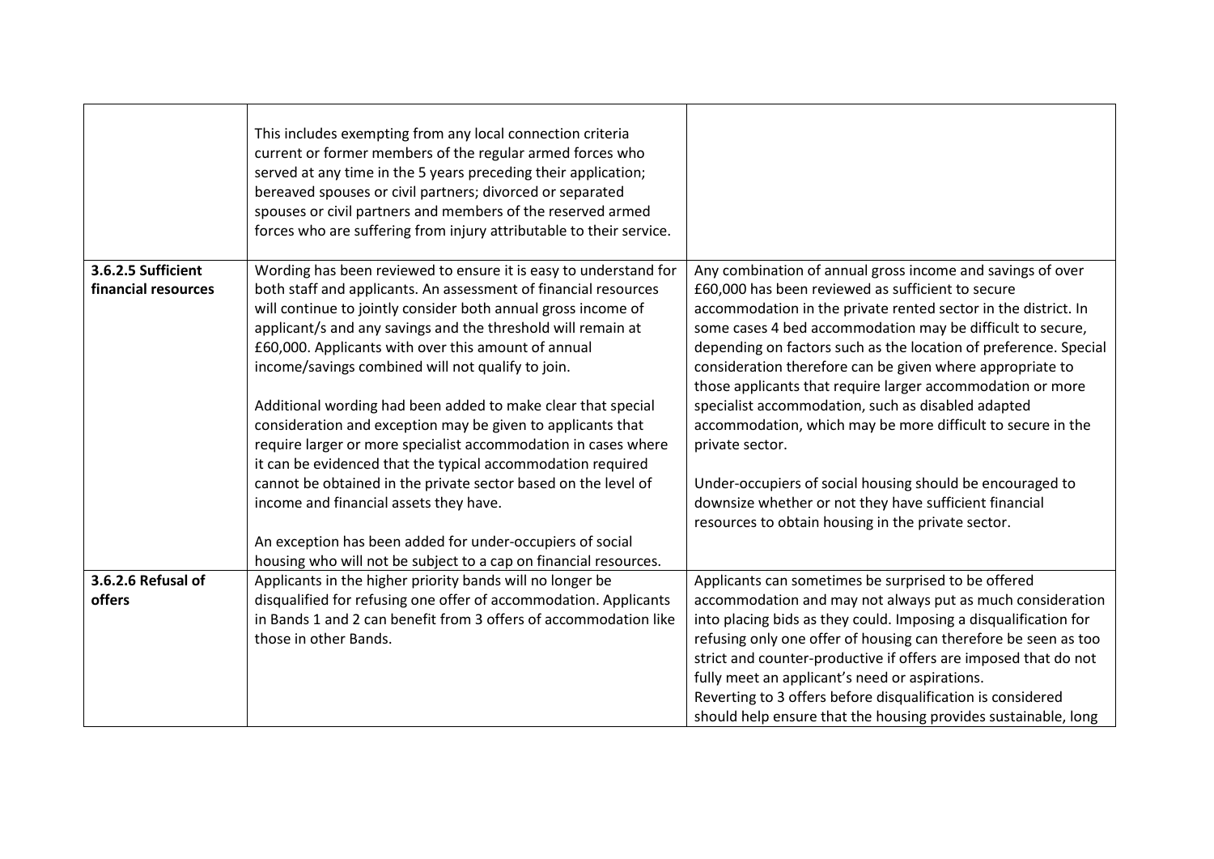|  |  |  |
|---|---|---|
|  | This includes exempting from any local connection criteria current or former members of the regular armed forces who served at any time in the 5 years preceding their application; bereaved spouses or civil partners; divorced or separated spouses or civil partners and members of the reserved armed forces who are suffering from injury attributable to their service. |  |
| **3.6.2.5 Sufficient financial resources** | Wording has been reviewed to ensure it is easy to understand for both staff and applicants. An assessment of financial resources will continue to jointly consider both annual gross income of applicant/s and any savings and the threshold will remain at £60,000. Applicants with over this amount of annual income/savings combined will not qualify to join.<br><br>Additional wording had been added to make clear that special consideration and exception may be given to applicants that require larger or more specialist accommodation in cases where it can be evidenced that the typical accommodation required cannot be obtained in the private sector based on the level of income and financial assets they have.<br><br>An exception has been added for under-occupiers of social housing who will not be subject to a cap on financial resources. | Any combination of annual gross income and savings of over £60,000 has been reviewed as sufficient to secure accommodation in the private rented sector in the district. In some cases 4 bed accommodation may be difficult to secure, depending on factors such as the location of preference. Special consideration therefore can be given where appropriate to those applicants that require larger accommodation or more specialist accommodation, such as disabled adapted accommodation, which may be more difficult to secure in the private sector.<br><br>Under-occupiers of social housing should be encouraged to downsize whether or not they have sufficient financial resources to obtain housing in the private sector. |
| **3.6.2.6 Refusal of offers** | Applicants in the higher priority bands will no longer be disqualified for refusing one offer of accommodation. Applicants in Bands 1 and 2 can benefit from 3 offers of accommodation like those in other Bands. | Applicants can sometimes be surprised to be offered accommodation and may not always put as much consideration into placing bids as they could. Imposing a disqualification for refusing only one offer of housing can therefore be seen as too strict and counter-productive if offers are imposed that do not fully meet an applicant's need or aspirations.<br>Reverting to 3 offers before disqualification is considered should help ensure that the housing provides sustainable, long |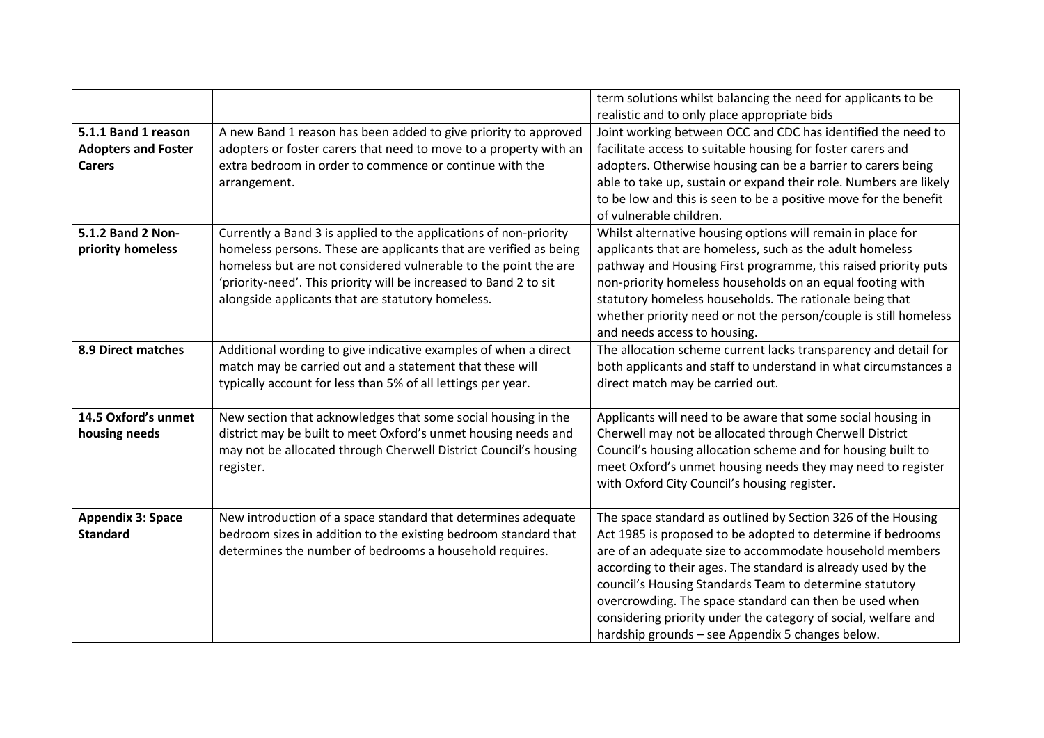| | | |
|---|---|---|
| | | term solutions whilst balancing the need for applicants to be realistic and to only place appropriate bids |
| **5.1.1 Band 1 reason Adopters and Foster Carers** | A new Band 1 reason has been added to give priority to approved adopters or foster carers that need to move to a property with an extra bedroom in order to commence or continue with the arrangement. | Joint working between OCC and CDC has identified the need to facilitate access to suitable housing for foster carers and adopters. Otherwise housing can be a barrier to carers being able to take up, sustain or expand their role. Numbers are likely to be low and this is seen to be a positive move for the benefit of vulnerable children. |
| **5.1.2 Band 2 Non-priority homeless** | Currently a Band 3 is applied to the applications of non-priority homeless persons. These are applicants that are verified as being homeless but are not considered vulnerable to the point the are 'priority-need'. This priority will be increased to Band 2 to sit alongside applicants that are statutory homeless. | Whilst alternative housing options will remain in place for applicants that are homeless, such as the adult homeless pathway and Housing First programme, this raised priority puts non-priority homeless households on an equal footing with statutory homeless households. The rationale being that whether priority need or not the person/couple is still homeless and needs access to housing. |
| **8.9 Direct matches** | Additional wording to give indicative examples of when a direct match may be carried out and a statement that these will typically account for less than 5% of all lettings per year. | The allocation scheme current lacks transparency and detail for both applicants and staff to understand in what circumstances a direct match may be carried out. |
| **14.5 Oxford's unmet housing needs** | New section that acknowledges that some social housing in the district may be built to meet Oxford's unmet housing needs and may not be allocated through Cherwell District Council's housing register. | Applicants will need to be aware that some social housing in Cherwell may not be allocated through Cherwell District Council's housing allocation scheme and for housing built to meet Oxford's unmet housing needs they may need to register with Oxford City Council's housing register. |
| **Appendix 3: Space Standard** | New introduction of a space standard that determines adequate bedroom sizes in addition to the existing bedroom standard that determines the number of bedrooms a household requires. | The space standard as outlined by Section 326 of the Housing Act 1985 is proposed to be adopted to determine if bedrooms are of an adequate size to accommodate household members according to their ages. The standard is already used by the council's Housing Standards Team to determine statutory overcrowding. The space standard can then be used when considering priority under the category of social, welfare and hardship grounds – see Appendix 5 changes below. |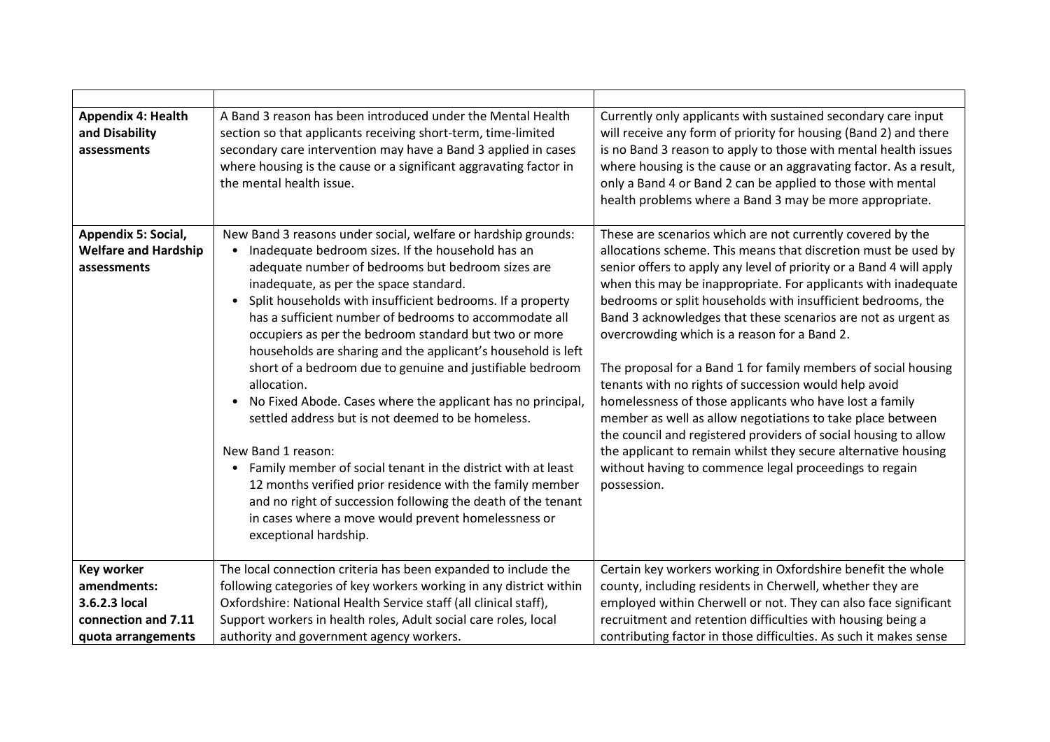| | | |
|---|---|---|
| **Appendix 4: Health and Disability assessments** | A Band 3 reason has been introduced under the Mental Health section so that applicants receiving short-term, time-limited secondary care intervention may have a Band 3 applied in cases where housing is the cause or a significant aggravating factor in the mental health issue. | Currently only applicants with sustained secondary care input will receive any form of priority for housing (Band 2) and there is no Band 3 reason to apply to those with mental health issues where housing is the cause or an aggravating factor. As a result, only a Band 4 or Band 2 can be applied to those with mental health problems where a Band 3 may be more appropriate. |
| **Appendix 5: Social, Welfare and Hardship assessments** | New Band 3 reasons under social, welfare or hardship grounds:<br>• Inadequate bedroom sizes. If the household has an adequate number of bedrooms but bedroom sizes are inadequate, as per the space standard.<br>• Split households with insufficient bedrooms. If a property has a sufficient number of bedrooms to accommodate all occupiers as per the bedroom standard but two or more households are sharing and the applicant's household is left short of a bedroom due to genuine and justifiable bedroom allocation.<br>• No Fixed Abode. Cases where the applicant has no principal, settled address but is not deemed to be homeless.<br><br>New Band 1 reason:<br>• Family member of social tenant in the district with at least 12 months verified prior residence with the family member and no right of succession following the death of the tenant in cases where a move would prevent homelessness or exceptional hardship. | These are scenarios which are not currently covered by the allocations scheme. This means that discretion must be used by senior offers to apply any level of priority or a Band 4 will apply when this may be inappropriate. For applicants with inadequate bedrooms or split households with insufficient bedrooms, the Band 3 acknowledges that these scenarios are not as urgent as overcrowding which is a reason for a Band 2.<br><br>The proposal for a Band 1 for family members of social housing tenants with no rights of succession would help avoid homelessness of those applicants who have lost a family member as well as allow negotiations to take place between the council and registered providers of social housing to allow the applicant to remain whilst they secure alternative housing without having to commence legal proceedings to regain possession. |
| **Key worker amendments: 3.6.2.3 local connection and 7.11 quota arrangements** | The local connection criteria has been expanded to include the following categories of key workers working in any district within Oxfordshire: National Health Service staff (all clinical staff), Support workers in health roles, Adult social care roles, local authority and government agency workers. | Certain key workers working in Oxfordshire benefit the whole county, including residents in Cherwell, whether they are employed within Cherwell or not. They can also face significant recruitment and retention difficulties with housing being a contributing factor in those difficulties. As such it makes sense |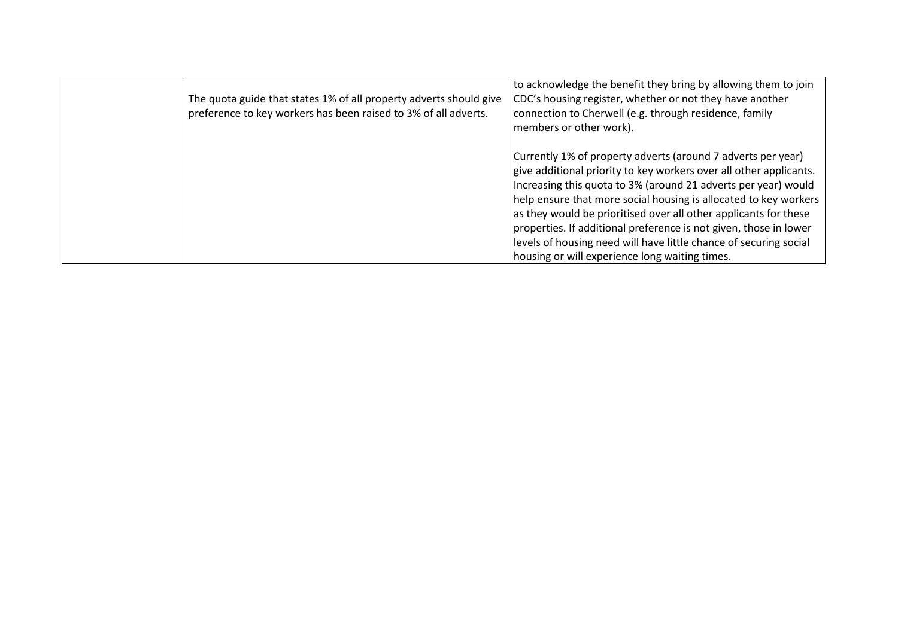| | | |
|---|---|---|
| | The quota guide that states 1% of all property adverts should give preference to key workers has been raised to 3% of all adverts. | to acknowledge the benefit they bring by allowing them to join CDC's housing register, whether or not they have another connection to Cherwell (e.g. through residence, family members or other work).<br><br>Currently 1% of property adverts (around 7 adverts per year) give additional priority to key workers over all other applicants. Increasing this quota to 3% (around 21 adverts per year) would help ensure that more social housing is allocated to key workers as they would be prioritised over all other applicants for these properties. If additional preference is not given, those in lower levels of housing need will have little chance of securing social housing or will experience long waiting times. |